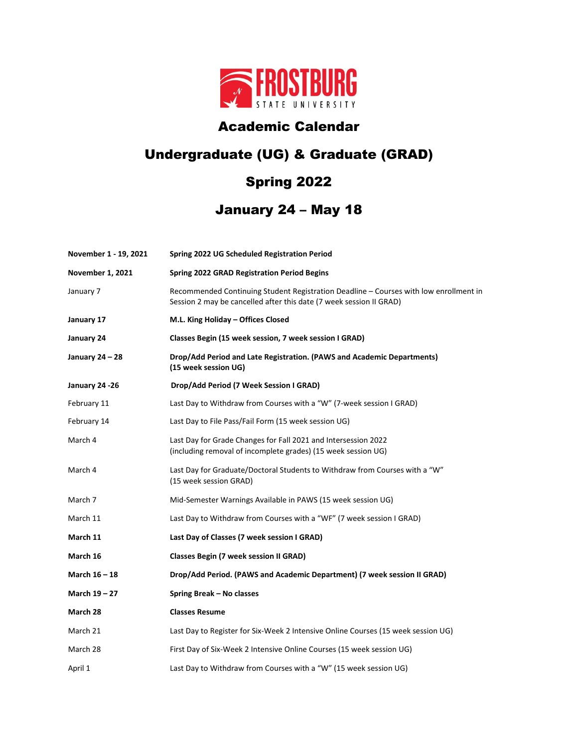FROSTBURG STATE UNIVERSITY

# Academic Calendar

## Undergraduate (UG) & Graduate (GRAD)

## Spring 2022

## January 24 – May 18

| | |
|---|---|
| **November 1 - 19, 2021** | **Spring 2022 UG Scheduled Registration Period** |
| **November 1, 2021** | **Spring 2022 GRAD Registration Period Begins** |
| January 7 | Recommended Continuing Student Registration Deadline – Courses with low enrollment in Session 2 may be cancelled after this date (7 week session II GRAD) |
| **January 17** | **M.L. King Holiday – Offices Closed** |
| **January 24** | **Classes Begin (15 week session, 7 week session I GRAD)** |
| **January 24 – 28** | **Drop/Add Period and Late Registration. (PAWS and Academic Departments) (15 week session UG)** |
| **January 24 -26** | **Drop/Add Period (7 Week Session I GRAD)** |
| February 11 | Last Day to Withdraw from Courses with a "W" (7-week session I GRAD) |
| February 14 | Last Day to File Pass/Fail Form (15 week session UG) |
| March 4 | Last Day for Grade Changes for Fall 2021 and Intersession 2022 (including removal of incomplete grades) (15 week session UG) |
| March 4 | Last Day for Graduate/Doctoral Students to Withdraw from Courses with a "W" (15 week session GRAD) |
| March 7 | Mid-Semester Warnings Available in PAWS (15 week session UG) |
| March 11 | Last Day to Withdraw from Courses with a "WF" (7 week session I GRAD) |
| **March 11** | **Last Day of Classes (7 week session I GRAD)** |
| **March 16** | **Classes Begin (7 week session II GRAD)** |
| **March 16 – 18** | **Drop/Add Period. (PAWS and Academic Department) (7 week session II GRAD)** |
| **March 19 – 27** | **Spring Break – No classes** |
| **March 28** | **Classes Resume** |
| March 21 | Last Day to Register for Six-Week 2 Intensive Online Courses (15 week session UG) |
| March 28 | First Day of Six-Week 2 Intensive Online Courses (15 week session UG) |
| April 1 | Last Day to Withdraw from Courses with a "W" (15 week session UG) |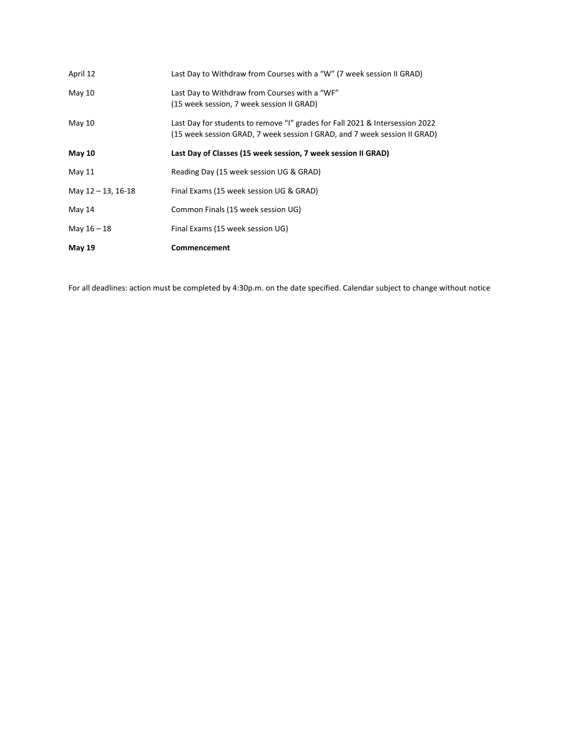| | |
|---|---|
| April 12 | Last Day to Withdraw from Courses with a "W" (7 week session II GRAD) |
| May 10 | Last Day to Withdraw from Courses with a "WF" (15 week session, 7 week session II GRAD) |
| May 10 | Last Day for students to remove "I" grades for Fall 2021 & Intersession 2022 (15 week session GRAD, 7 week session I GRAD, and 7 week session II GRAD) |
| **May 10** | **Last Day of Classes (15 week session, 7 week session II GRAD)** |
| May 11 | Reading Day (15 week session UG & GRAD) |
| May 12 – 13, 16-18 | Final Exams (15 week session UG & GRAD) |
| May 14 | Common Finals (15 week session UG) |
| May 16 – 18 | Final Exams (15 week session UG) |
| **May 19** | **Commencement** |

For all deadlines: action must be completed by 4:30p.m. on the date specified. Calendar subject to change without notice